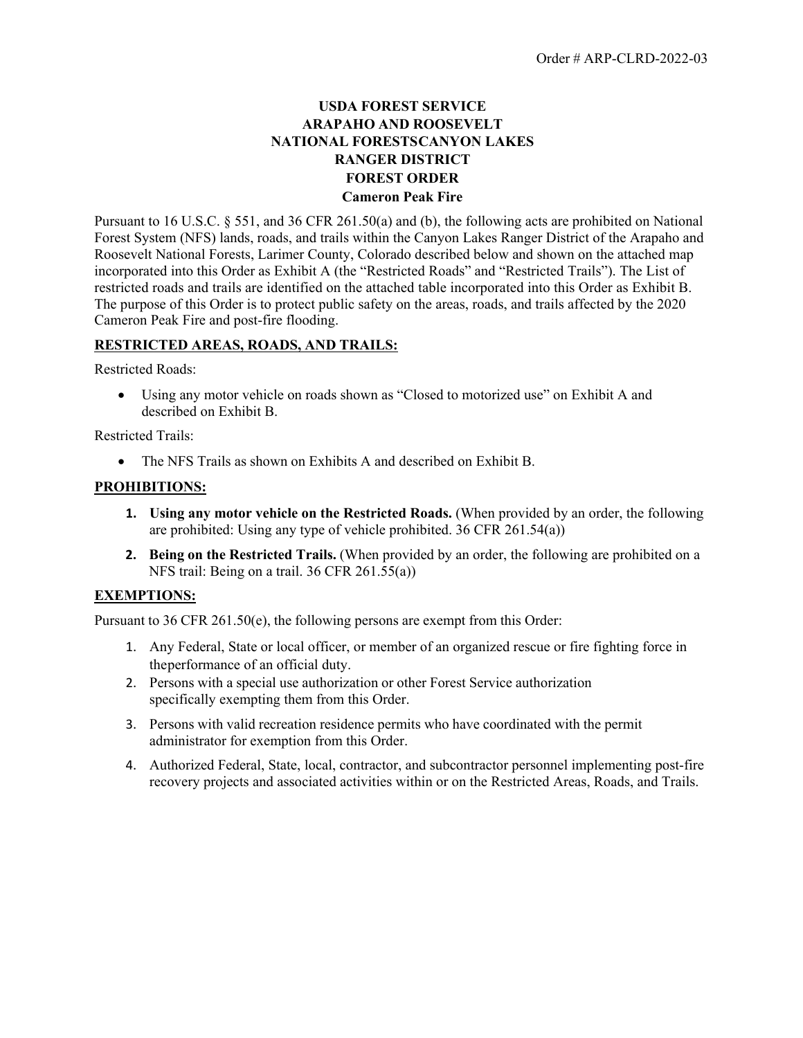Order # ARP-CLRD-2022-03

# USDA FOREST SERVICE
# ARAPAHO AND ROOSEVELT NATIONAL FORESTSCANYON LAKES RANGER DISTRICT
# FOREST ORDER
# Cameron Peak Fire

Pursuant to 16 U.S.C. § 551, and 36 CFR 261.50(a) and (b), the following acts are prohibited on National Forest System (NFS) lands, roads, and trails within the Canyon Lakes Ranger District of the Arapaho and Roosevelt National Forests, Larimer County, Colorado described below and shown on the attached map incorporated into this Order as Exhibit A (the "Restricted Roads" and "Restricted Trails"). The List of restricted roads and trails are identified on the attached table incorporated into this Order as Exhibit B. The purpose of this Order is to protect public safety on the areas, roads, and trails affected by the 2020 Cameron Peak Fire and post-fire flooding.

## RESTRICTED AREAS, ROADS, AND TRAILS:

Restricted Roads:

- Using any motor vehicle on roads shown as "Closed to motorized use" on Exhibit A and described on Exhibit B.

Restricted Trails:

- The NFS Trails as shown on Exhibits A and described on Exhibit B.

## PROHIBITIONS:

1. **Using any motor vehicle on the Restricted Roads.** (When provided by an order, the following are prohibited: Using any type of vehicle prohibited. 36 CFR 261.54(a))
2. **Being on the Restricted Trails.** (When provided by an order, the following are prohibited on a NFS trail: Being on a trail. 36 CFR 261.55(a))

## EXEMPTIONS:

Pursuant to 36 CFR 261.50(e), the following persons are exempt from this Order:

1. Any Federal, State or local officer, or member of an organized rescue or fire fighting force in theperformance of an official duty.
2. Persons with a special use authorization or other Forest Service authorization specifically exempting them from this Order.
3. Persons with valid recreation residence permits who have coordinated with the permit administrator for exemption from this Order.
4. Authorized Federal, State, local, contractor, and subcontractor personnel implementing post-fire recovery projects and associated activities within or on the Restricted Areas, Roads, and Trails.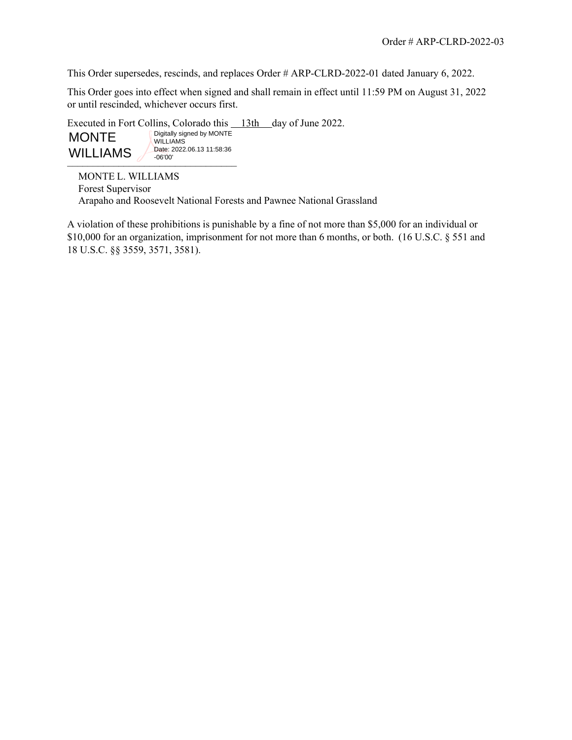Order # ARP-CLRD-2022-03

This Order supersedes, rescinds, and replaces Order # ARP-CLRD-2022-01 dated January 6, 2022.

This Order goes into effect when signed and shall remain in effect until 11:59 PM on August 31, 2022 or until rescinded, whichever occurs first.

Executed in Fort Collins, Colorado this 13th day of June 2022.

MONTE WILLIAMS — Digitally signed by MONTE WILLIAMS Date: 2022.06.13 11:58:36 -06'00'

MONTE L. WILLIAMS
Forest Supervisor
Arapaho and Roosevelt National Forests and Pawnee National Grassland

A violation of these prohibitions is punishable by a fine of not more than $5,000 for an individual or $10,000 for an organization, imprisonment for not more than 6 months, or both. (16 U.S.C. § 551 and 18 U.S.C. §§ 3559, 3571, 3581).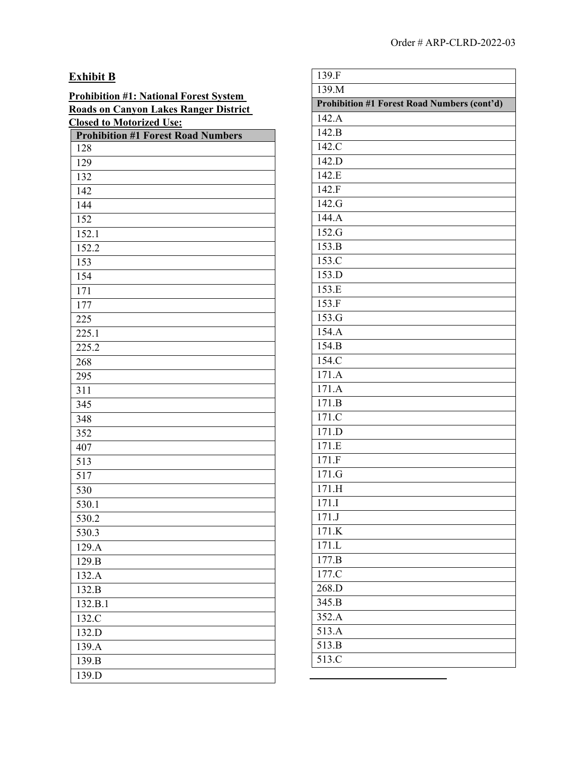## Exhibit B

**Prohibition #1: National Forest System Roads on Canyon Lakes Ranger District Closed to Motorized Use:**

| Prohibition #1 Forest Road Numbers |
|---|
| 128 |
| 129 |
| 132 |
| 142 |
| 144 |
| 152 |
| 152.1 |
| 152.2 |
| 153 |
| 154 |
| 171 |
| 177 |
| 225 |
| 225.1 |
| 225.2 |
| 268 |
| 295 |
| 311 |
| 345 |
| 348 |
| 352 |
| 407 |
| 513 |
| 517 |
| 530 |
| 530.1 |
| 530.2 |
| 530.3 |
| 129.A |
| 129.B |
| 132.A |
| 132.B |
| 132.B.1 |
| 132.C |
| 132.D |
| 139.A |
| 139.B |
| 139.D |
| 139.F |
| 139.M |

| Prohibition #1 Forest Road Numbers (cont'd) |
|---|
| 142.A |
| 142.B |
| 142.C |
| 142.D |
| 142.E |
| 142.F |
| 142.G |
| 144.A |
| 152.G |
| 153.B |
| 153.C |
| 153.D |
| 153.E |
| 153.F |
| 153.G |
| 154.A |
| 154.B |
| 154.C |
| 171.A |
| 171.A |
| 171.B |
| 171.C |
| 171.D |
| 171.E |
| 171.F |
| 171.G |
| 171.H |
| 171.I |
| 171.J |
| 171.K |
| 171.L |
| 177.B |
| 177.C |
| 268.D |
| 345.B |
| 352.A |
| 513.A |
| 513.B |
| 513.C |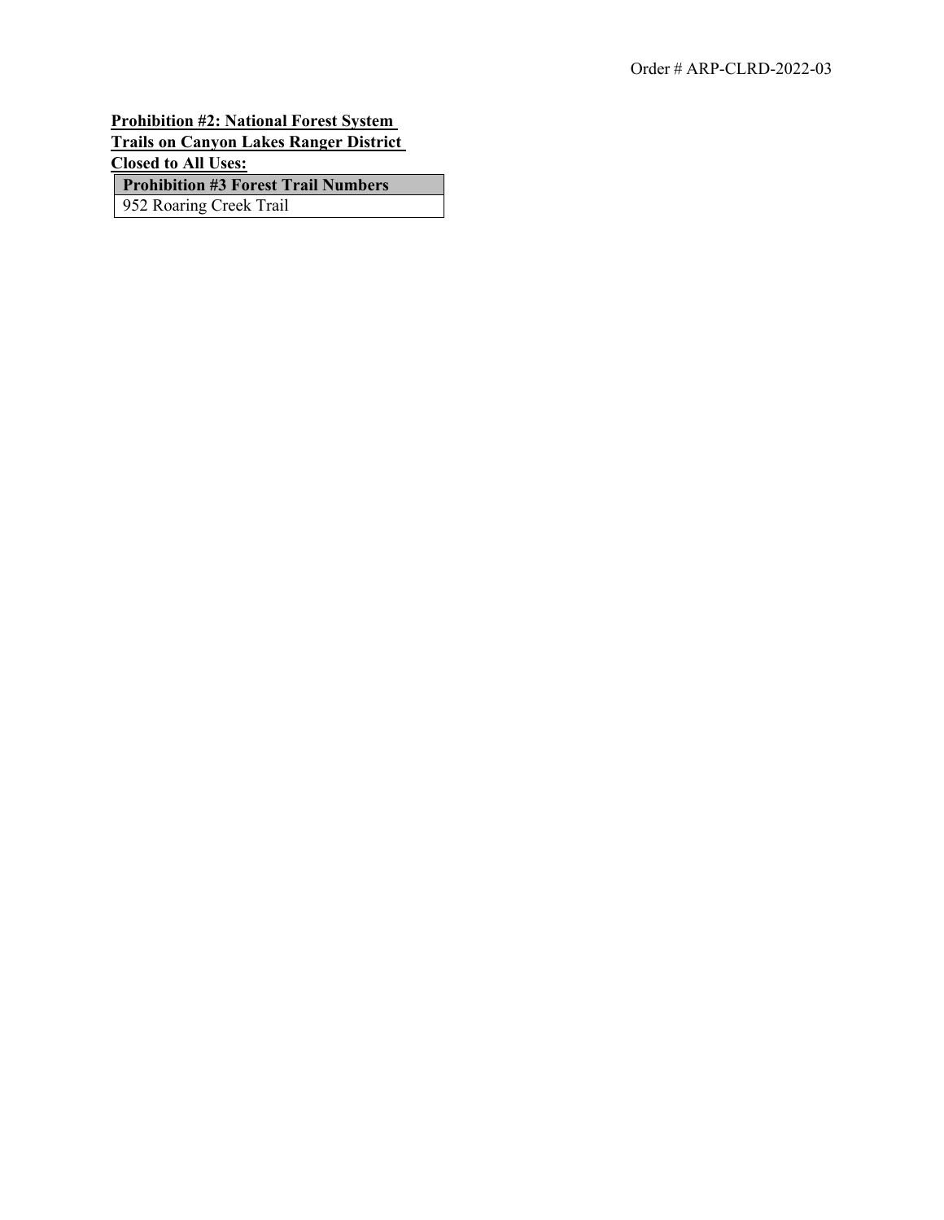**<u>Prohibition #2: National Forest System Trails on Canyon Lakes Ranger District Closed to All Uses:</u>**

| Prohibition #3 Forest Trail Numbers |
|---|
| 952 Roaring Creek Trail |